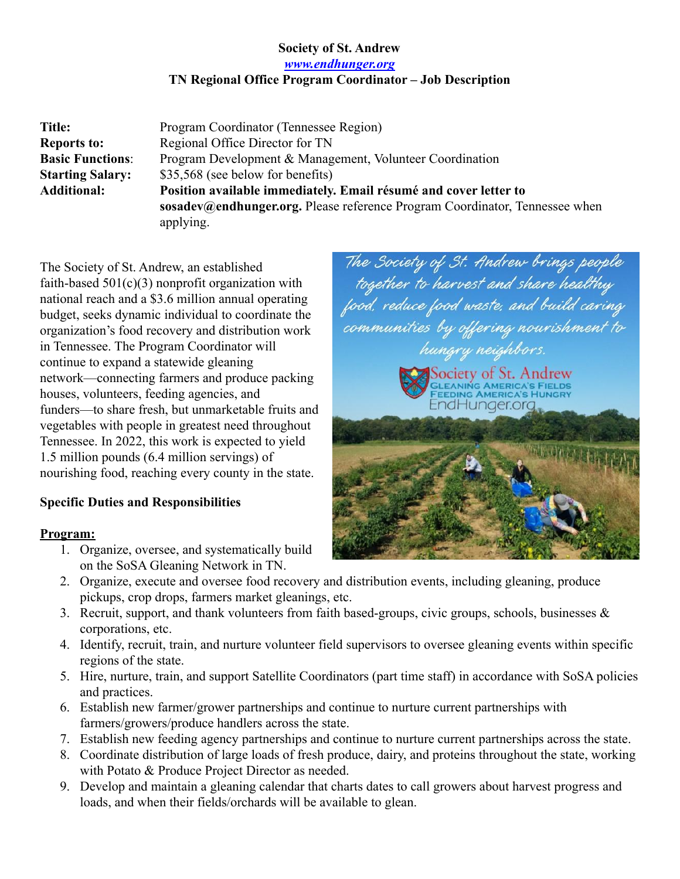**Society of St. Andrew**
*[www.endhunger.org](http://www.endhunger.org)*
**TN Regional Office Program Coordinator – Job Description**

| | |
|---|---|
| **Title:** | Program Coordinator (Tennessee Region) |
| **Reports to:** | Regional Office Director for TN |
| **Basic Functions**: | Program Development & Management, Volunteer Coordination |
| **Starting Salary:** | $35,568 (see below for benefits) |
| **Additional:** | **Position available immediately. Email résumé and cover letter to sosadev@endhunger.org.** Please reference Program Coordinator, Tennessee when applying. |

The Society of St. Andrew, an established faith-based 501(c)(3) nonprofit organization with national reach and a $3.6 million annual operating budget, seeks dynamic individual to coordinate the organization's food recovery and distribution work in Tennessee. The Program Coordinator will continue to expand a statewide gleaning network—connecting farmers and produce packing houses, volunteers, feeding agencies, and funders—to share fresh, but unmarketable fruits and vegetables with people in greatest need throughout Tennessee. In 2022, this work is expected to yield 1.5 million pounds (6.4 million servings) of nourishing food, reaching every county in the state.

The Society of St. Andrew brings people together to harvest and share healthy food, reduce food waste, and build caring communities by offering nourishment to hungry neighbors.

Society of St. Andrew
GLEANING AMERICA'S FIELDS
FEEDING AMERICA'S HUNGRY
EndHunger.org

### Specific Duties and Responsibilities

**Program:**

1. Organize, oversee, and systematically build on the SoSA Gleaning Network in TN.
2. Organize, execute and oversee food recovery and distribution events, including gleaning, produce pickups, crop drops, farmers market gleanings, etc.
3. Recruit, support, and thank volunteers from faith based-groups, civic groups, schools, businesses & corporations, etc.
4. Identify, recruit, train, and nurture volunteer field supervisors to oversee gleaning events within specific regions of the state.
5. Hire, nurture, train, and support Satellite Coordinators (part time staff) in accordance with SoSA policies and practices.
6. Establish new farmer/grower partnerships and continue to nurture current partnerships with farmers/growers/produce handlers across the state.
7. Establish new feeding agency partnerships and continue to nurture current partnerships across the state.
8. Coordinate distribution of large loads of fresh produce, dairy, and proteins throughout the state, working with Potato & Produce Project Director as needed.
9. Develop and maintain a gleaning calendar that charts dates to call growers about harvest progress and loads, and when their fields/orchards will be available to glean.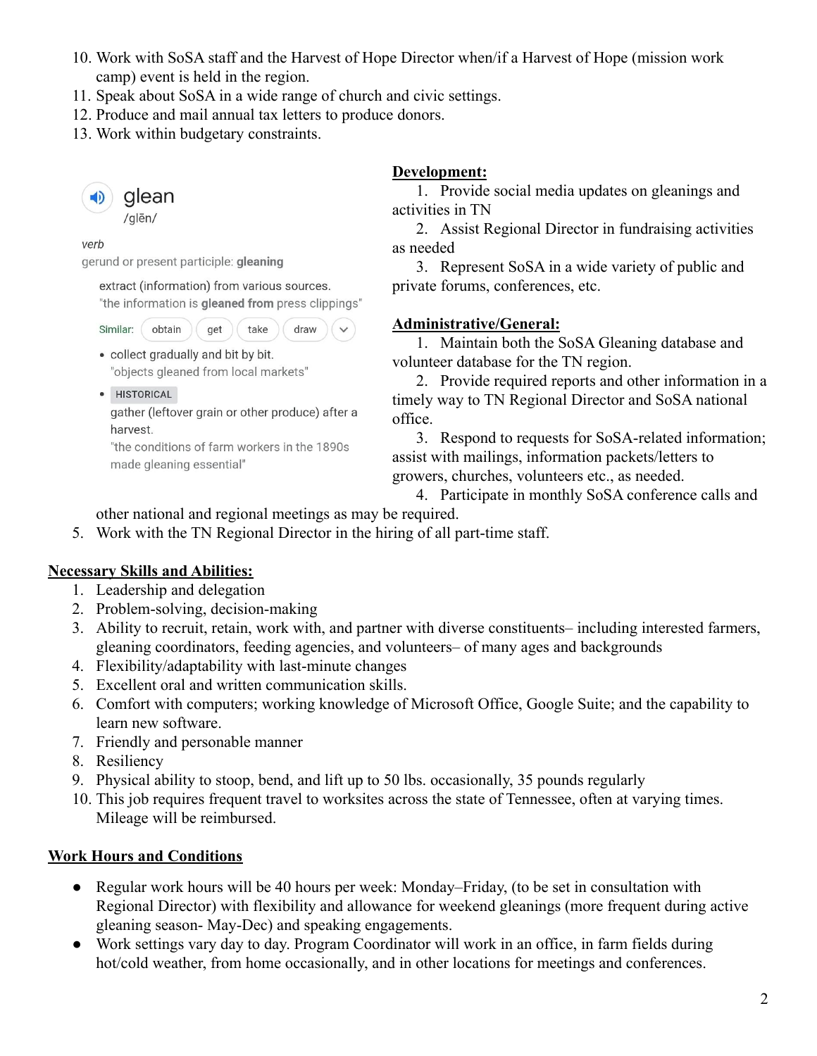10. Work with SoSA staff and the Harvest of Hope Director when/if a Harvest of Hope (mission work camp) event is held in the region.
11. Speak about SoSA in a wide range of church and civic settings.
12. Produce and mail annual tax letters to produce donors.
13. Work within budgetary constraints.

glean
/glēn/

verb
gerund or present participle: **gleaning**

extract (information) from various sources.
"the information is **gleaned from** press clippings"

Similar: obtain get take draw

- collect gradually and bit by bit.
  "objects gleaned from local markets"
- HISTORICAL
  gather (leftover grain or other produce) after a harvest.
  "the conditions of farm workers in the 1890s made gleaning essential"

**Development:**

1. Provide social media updates on gleanings and activities in TN
2. Assist Regional Director in fundraising activities as needed
3. Represent SoSA in a wide variety of public and private forums, conferences, etc.

**Administrative/General:**

1. Maintain both the SoSA Gleaning database and volunteer database for the TN region.
2. Provide required reports and other information in a timely way to TN Regional Director and SoSA national office.
3. Respond to requests for SoSA-related information; assist with mailings, information packets/letters to growers, churches, volunteers etc., as needed.
4. Participate in monthly SoSA conference calls and other national and regional meetings as may be required.
5. Work with the TN Regional Director in the hiring of all part-time staff.

**Necessary Skills and Abilities:**

1. Leadership and delegation
2. Problem-solving, decision-making
3. Ability to recruit, retain, work with, and partner with diverse constituents– including interested farmers, gleaning coordinators, feeding agencies, and volunteers– of many ages and backgrounds
4. Flexibility/adaptability with last-minute changes
5. Excellent oral and written communication skills.
6. Comfort with computers; working knowledge of Microsoft Office, Google Suite; and the capability to learn new software.
7. Friendly and personable manner
8. Resiliency
9. Physical ability to stoop, bend, and lift up to 50 lbs. occasionally, 35 pounds regularly
10. This job requires frequent travel to worksites across the state of Tennessee, often at varying times. Mileage will be reimbursed.

**Work Hours and Conditions**

- Regular work hours will be 40 hours per week: Monday–Friday, (to be set in consultation with Regional Director) with flexibility and allowance for weekend gleanings (more frequent during active gleaning season- May-Dec) and speaking engagements.
- Work settings vary day to day. Program Coordinator will work in an office, in farm fields during hot/cold weather, from home occasionally, and in other locations for meetings and conferences.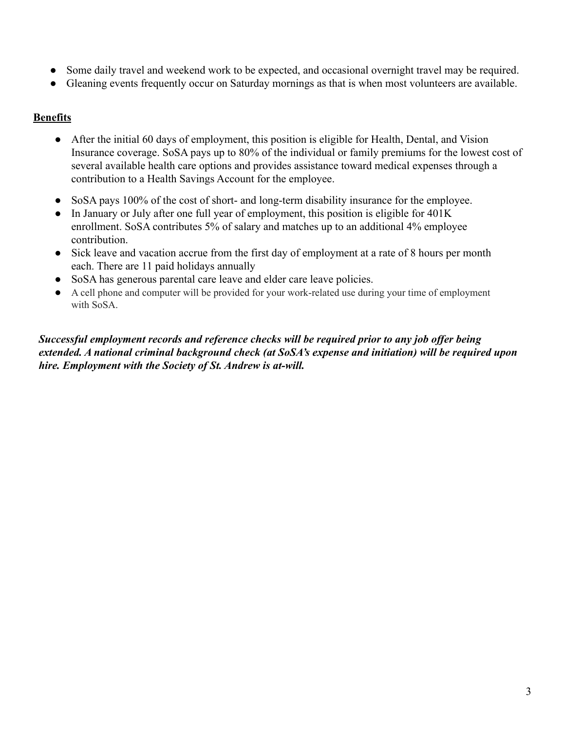- Some daily travel and weekend work to be expected, and occasional overnight travel may be required.
- Gleaning events frequently occur on Saturday mornings as that is when most volunteers are available.

**Benefits**

- After the initial 60 days of employment, this position is eligible for Health, Dental, and Vision Insurance coverage. SoSA pays up to 80% of the individual or family premiums for the lowest cost of several available health care options and provides assistance toward medical expenses through a contribution to a Health Savings Account for the employee.
- SoSA pays 100% of the cost of short- and long-term disability insurance for the employee.
- In January or July after one full year of employment, this position is eligible for 401K enrollment. SoSA contributes 5% of salary and matches up to an additional 4% employee contribution.
- Sick leave and vacation accrue from the first day of employment at a rate of 8 hours per month each. There are 11 paid holidays annually
- SoSA has generous parental care leave and elder care leave policies.
- A cell phone and computer will be provided for your work-related use during your time of employment with SoSA.

***Successful employment records and reference checks will be required prior to any job offer being extended. A national criminal background check (at SoSA's expense and initiation) will be required upon hire. Employment with the Society of St. Andrew is at-will.***